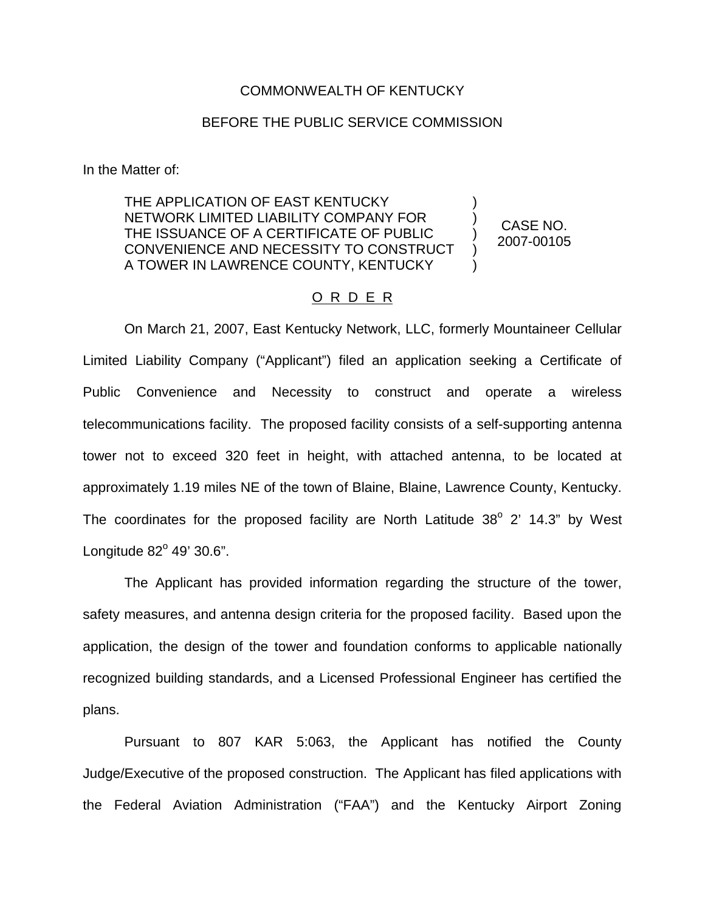COMMONWEALTH OF KENTUCKY

BEFORE THE PUBLIC SERVICE COMMISSION

In the Matter of:

| | | |
|---|---|---|
| THE APPLICATION OF EAST KENTUCKY NETWORK LIMITED LIABILITY COMPANY FOR THE ISSUANCE OF A CERTIFICATE OF PUBLIC CONVENIENCE AND NECESSITY TO CONSTRUCT A TOWER IN LAWRENCE COUNTY, KENTUCKY | ) ) ) ) ) | CASE NO. 2007-00105 |

O R D E R

On March 21, 2007, East Kentucky Network, LLC, formerly Mountaineer Cellular Limited Liability Company ("Applicant") filed an application seeking a Certificate of Public Convenience and Necessity to construct and operate a wireless telecommunications facility. The proposed facility consists of a self-supporting antenna tower not to exceed 320 feet in height, with attached antenna, to be located at approximately 1.19 miles NE of the town of Blaine, Blaine, Lawrence County, Kentucky. The coordinates for the proposed facility are North Latitude 38° 2' 14.3" by West Longitude 82° 49' 30.6".

The Applicant has provided information regarding the structure of the tower, safety measures, and antenna design criteria for the proposed facility. Based upon the application, the design of the tower and foundation conforms to applicable nationally recognized building standards, and a Licensed Professional Engineer has certified the plans.

Pursuant to 807 KAR 5:063, the Applicant has notified the County Judge/Executive of the proposed construction. The Applicant has filed applications with the Federal Aviation Administration ("FAA") and the Kentucky Airport Zoning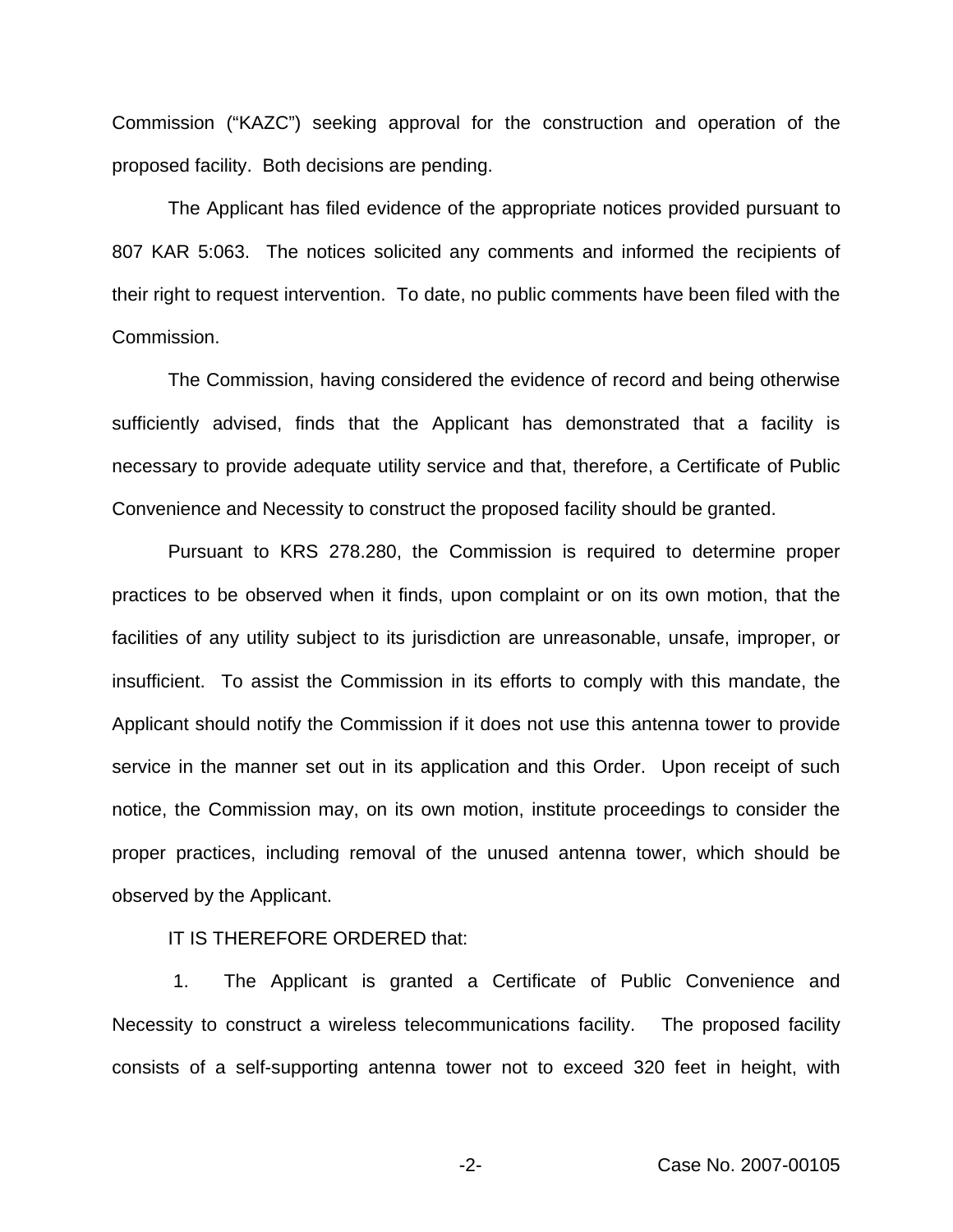Commission ("KAZC") seeking approval for the construction and operation of the proposed facility. Both decisions are pending.

The Applicant has filed evidence of the appropriate notices provided pursuant to 807 KAR 5:063. The notices solicited any comments and informed the recipients of their right to request intervention. To date, no public comments have been filed with the Commission.

The Commission, having considered the evidence of record and being otherwise sufficiently advised, finds that the Applicant has demonstrated that a facility is necessary to provide adequate utility service and that, therefore, a Certificate of Public Convenience and Necessity to construct the proposed facility should be granted.

Pursuant to KRS 278.280, the Commission is required to determine proper practices to be observed when it finds, upon complaint or on its own motion, that the facilities of any utility subject to its jurisdiction are unreasonable, unsafe, improper, or insufficient. To assist the Commission in its efforts to comply with this mandate, the Applicant should notify the Commission if it does not use this antenna tower to provide service in the manner set out in its application and this Order. Upon receipt of such notice, the Commission may, on its own motion, institute proceedings to consider the proper practices, including removal of the unused antenna tower, which should be observed by the Applicant.

IT IS THEREFORE ORDERED that:

1. The Applicant is granted a Certificate of Public Convenience and Necessity to construct a wireless telecommunications facility. The proposed facility consists of a self-supporting antenna tower not to exceed 320 feet in height, with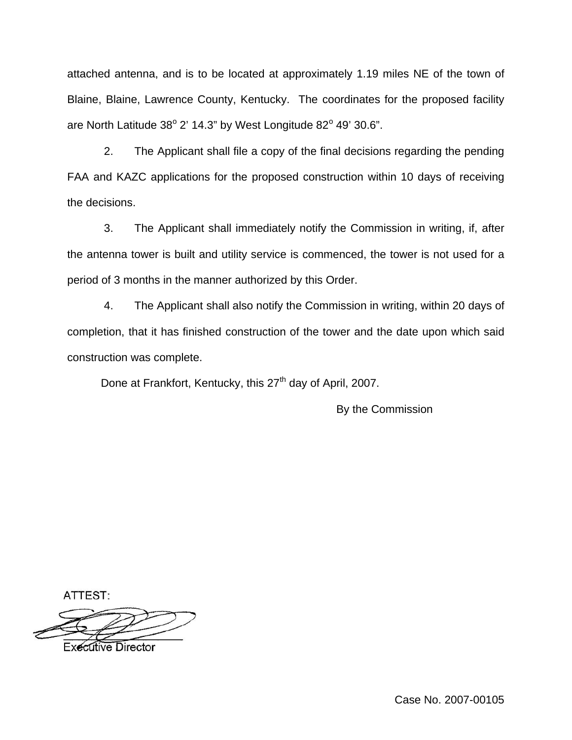attached antenna, and is to be located at approximately 1.19 miles NE of the town of Blaine, Blaine, Lawrence County, Kentucky. The coordinates for the proposed facility are North Latitude 38$^{o}$ 2' 14.3" by West Longitude 82$^{o}$ 49' 30.6".

2. The Applicant shall file a copy of the final decisions regarding the pending FAA and KAZC applications for the proposed construction within 10 days of receiving the decisions.

3. The Applicant shall immediately notify the Commission in writing, if, after the antenna tower is built and utility service is commenced, the tower is not used for a period of 3 months in the manner authorized by this Order.

4. The Applicant shall also notify the Commission in writing, within 20 days of completion, that it has finished construction of the tower and the date upon which said construction was complete.

Done at Frankfort, Kentucky, this 27th day of April, 2007.

By the Commission

ATTEST:

Executive Director

Case No. 2007-00105